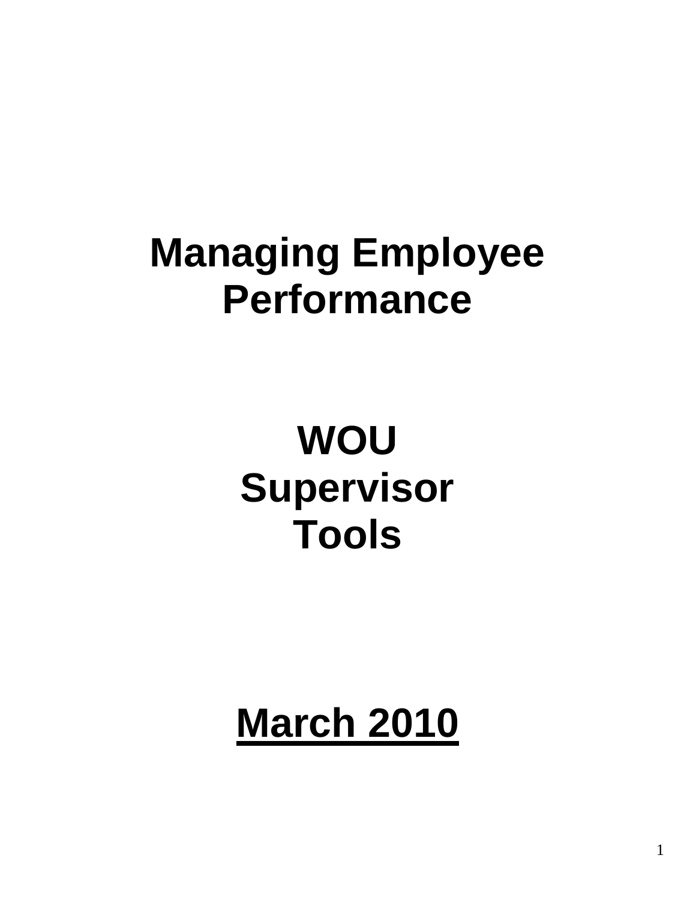# Managing Employee Performance

# WOU Supervisor Tools

# March 2010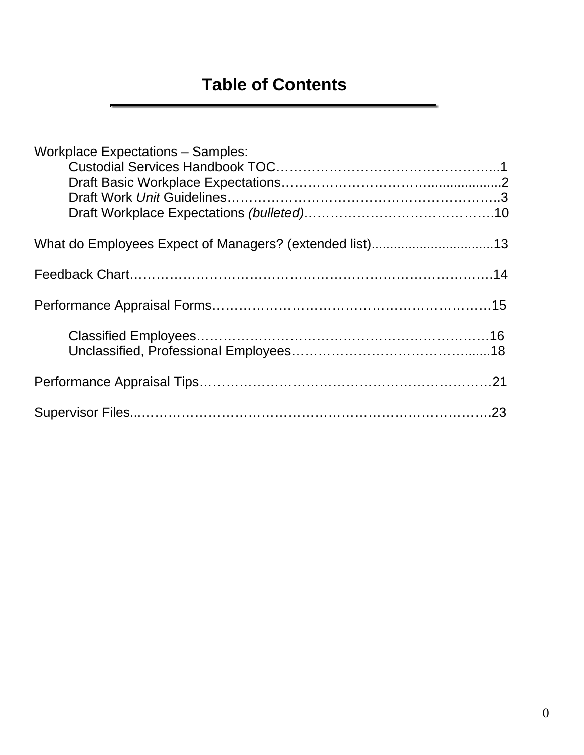# Table of Contents

Workplace Expectations – Samples:

- Custodial Services Handbook TOC…………………………………………...1
- Draft Basic Workplace Expectations………………………….....................2
- Draft Work *Unit* Guidelines……………………………………………………..3
- Draft Workplace Expectations *(bulleted)*…………………………………….10

What do Employees Expect of Managers? (extended list)................................13

Feedback Chart……………………………………………………………………….14

Performance Appraisal Forms………………………………………………………15

- Classified Employees……………………………………………………………16
- Unclassified, Professional Employees……………………………………......18

Performance Appraisal Tips…………………………………………………………21

Supervisor Files..……………………………………………………………………..23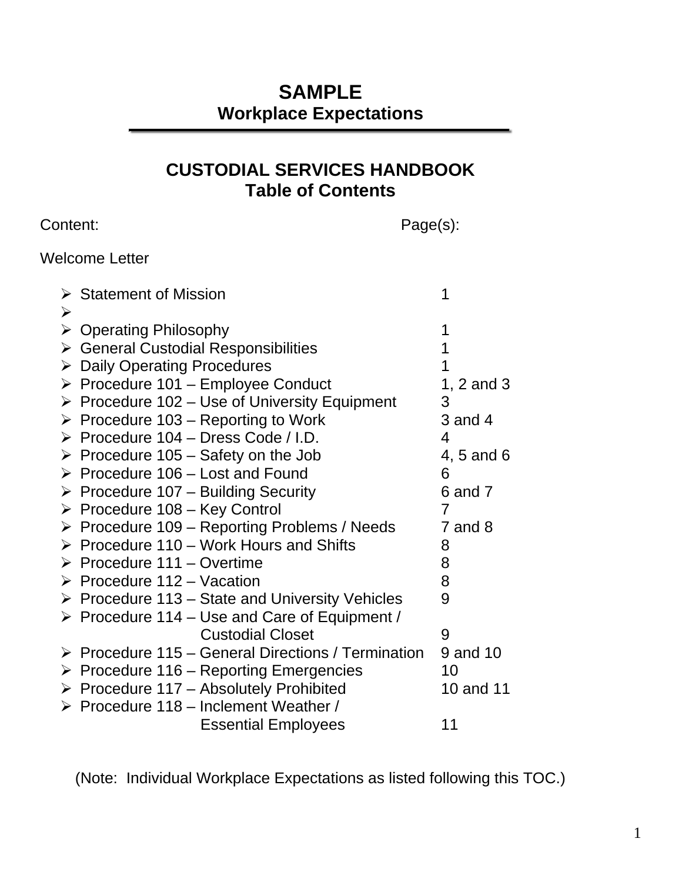# SAMPLE

## Workplace Expectations

---

## CUSTODIAL SERVICES HANDBOOK
## Table of Contents

| Content: | Page(s): |
|---|---|
| Welcome Letter | |
| ➢ Statement of Mission | 1 |
| ➢ | |
| ➢ Operating Philosophy | 1 |
| ➢ General Custodial Responsibilities | 1 |
| ➢ Daily Operating Procedures | 1 |
| ➢ Procedure 101 – Employee Conduct | 1, 2 and 3 |
| ➢ Procedure 102 – Use of University Equipment | 3 |
| ➢ Procedure 103 – Reporting to Work | 3 and 4 |
| ➢ Procedure 104 – Dress Code / I.D. | 4 |
| ➢ Procedure 105 – Safety on the Job | 4, 5 and 6 |
| ➢ Procedure 106 – Lost and Found | 6 |
| ➢ Procedure 107 – Building Security | 6 and 7 |
| ➢ Procedure 108 – Key Control | 7 |
| ➢ Procedure 109 – Reporting Problems / Needs | 7 and 8 |
| ➢ Procedure 110 – Work Hours and Shifts | 8 |
| ➢ Procedure 111 – Overtime | 8 |
| ➢ Procedure 112 – Vacation | 8 |
| ➢ Procedure 113 – State and University Vehicles | 9 |
| ➢ Procedure 114 – Use and Care of Equipment / Custodial Closet | 9 |
| ➢ Procedure 115 – General Directions / Termination | 9 and 10 |
| ➢ Procedure 116 – Reporting Emergencies | 10 |
| ➢ Procedure 117 – Absolutely Prohibited | 10 and 11 |
| ➢ Procedure 118 – Inclement Weather / Essential Employees | 11 |

(Note: Individual Workplace Expectations as listed following this TOC.)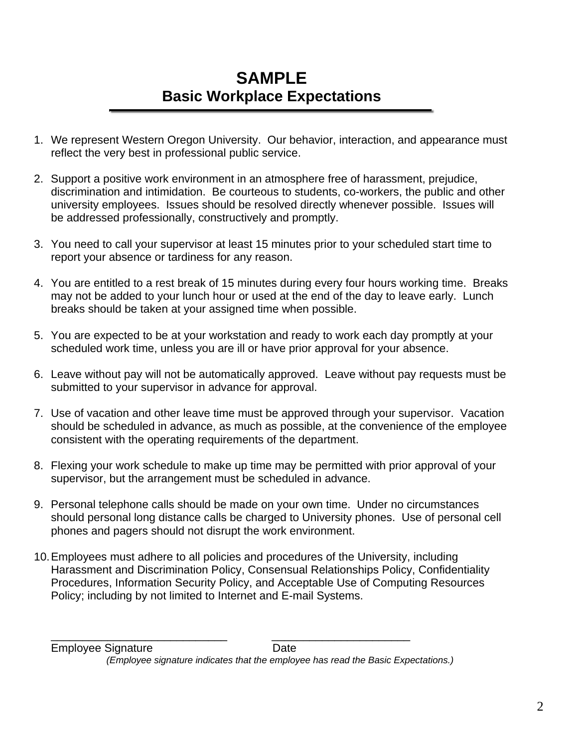# SAMPLE
## Basic Workplace Expectations

1. We represent Western Oregon University. Our behavior, interaction, and appearance must reflect the very best in professional public service.

2. Support a positive work environment in an atmosphere free of harassment, prejudice, discrimination and intimidation. Be courteous to students, co-workers, the public and other university employees. Issues should be resolved directly whenever possible. Issues will be addressed professionally, constructively and promptly.

3. You need to call your supervisor at least 15 minutes prior to your scheduled start time to report your absence or tardiness for any reason.

4. You are entitled to a rest break of 15 minutes during every four hours working time. Breaks may not be added to your lunch hour or used at the end of the day to leave early. Lunch breaks should be taken at your assigned time when possible.

5. You are expected to be at your workstation and ready to work each day promptly at your scheduled work time, unless you are ill or have prior approval for your absence.

6. Leave without pay will not be automatically approved. Leave without pay requests must be submitted to your supervisor in advance for approval.

7. Use of vacation and other leave time must be approved through your supervisor. Vacation should be scheduled in advance, as much as possible, at the convenience of the employee consistent with the operating requirements of the department.

8. Flexing your work schedule to make up time may be permitted with prior approval of your supervisor, but the arrangement must be scheduled in advance.

9. Personal telephone calls should be made on your own time. Under no circumstances should personal long distance calls be charged to University phones. Use of personal cell phones and pagers should not disrupt the work environment.

10. Employees must adhere to all policies and procedures of the University, including Harassment and Discrimination Policy, Consensual Relationships Policy, Confidentiality Procedures, Information Security Policy, and Acceptable Use of Computing Resources Policy; including by not limited to Internet and E-mail Systems.

____________________________ ______________________
Employee Signature Date

*(Employee signature indicates that the employee has read the Basic Expectations.)*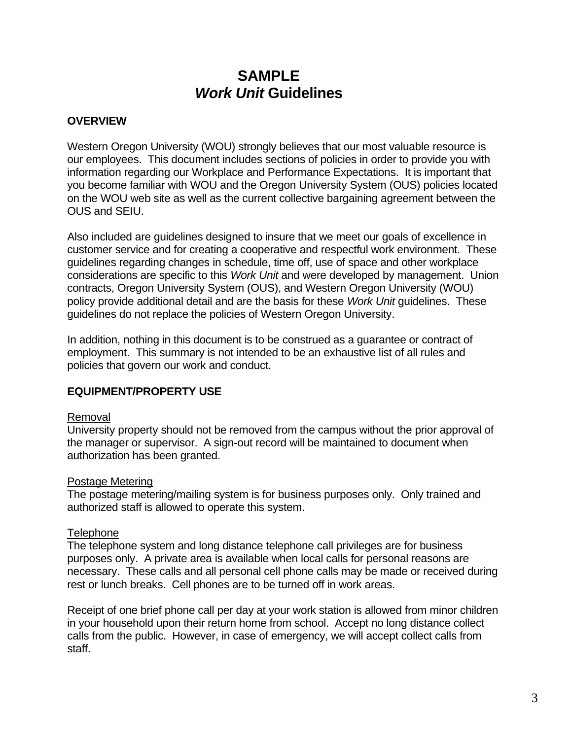# SAMPLE
# *Work Unit* Guidelines

## OVERVIEW

Western Oregon University (WOU) strongly believes that our most valuable resource is our employees. This document includes sections of policies in order to provide you with information regarding our Workplace and Performance Expectations. It is important that you become familiar with WOU and the Oregon University System (OUS) policies located on the WOU web site as well as the current collective bargaining agreement between the OUS and SEIU.

Also included are guidelines designed to insure that we meet our goals of excellence in customer service and for creating a cooperative and respectful work environment. These guidelines regarding changes in schedule, time off, use of space and other workplace considerations are specific to this *Work Unit* and were developed by management. Union contracts, Oregon University System (OUS), and Western Oregon University (WOU) policy provide additional detail and are the basis for these *Work Unit* guidelines. These guidelines do not replace the policies of Western Oregon University.

In addition, nothing in this document is to be construed as a guarantee or contract of employment. This summary is not intended to be an exhaustive list of all rules and policies that govern our work and conduct.

## EQUIPMENT/PROPERTY USE

<u>Removal</u>
University property should not be removed from the campus without the prior approval of the manager or supervisor. A sign-out record will be maintained to document when authorization has been granted.

<u>Postage Metering</u>
The postage metering/mailing system is for business purposes only. Only trained and authorized staff is allowed to operate this system.

<u>Telephone</u>
The telephone system and long distance telephone call privileges are for business purposes only. A private area is available when local calls for personal reasons are necessary. These calls and all personal cell phone calls may be made or received during rest or lunch breaks. Cell phones are to be turned off in work areas.

Receipt of one brief phone call per day at your work station is allowed from minor children in your household upon their return home from school. Accept no long distance collect calls from the public. However, in case of emergency, we will accept collect calls from staff.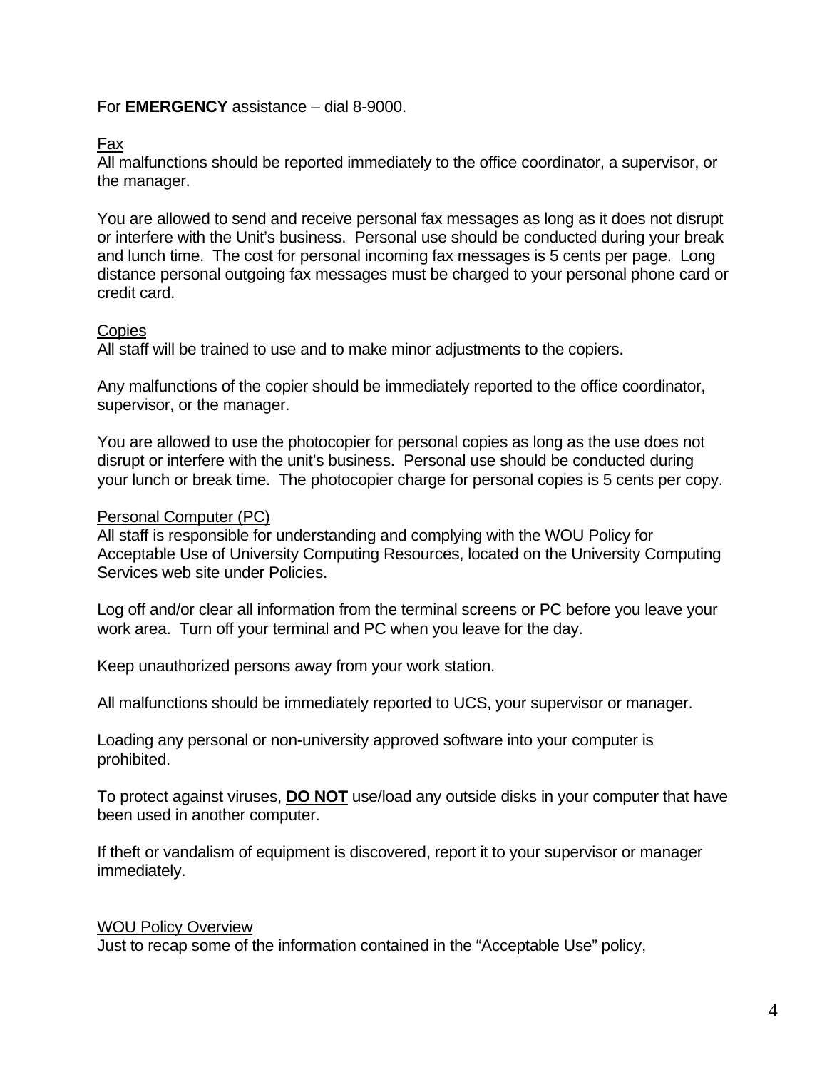For **EMERGENCY** assistance – dial 8-9000.

## Fax

All malfunctions should be reported immediately to the office coordinator, a supervisor, or the manager.

You are allowed to send and receive personal fax messages as long as it does not disrupt or interfere with the Unit's business. Personal use should be conducted during your break and lunch time. The cost for personal incoming fax messages is 5 cents per page. Long distance personal outgoing fax messages must be charged to your personal phone card or credit card.

## Copies

All staff will be trained to use and to make minor adjustments to the copiers.

Any malfunctions of the copier should be immediately reported to the office coordinator, supervisor, or the manager.

You are allowed to use the photocopier for personal copies as long as the use does not disrupt or interfere with the unit's business. Personal use should be conducted during your lunch or break time. The photocopier charge for personal copies is 5 cents per copy.

## Personal Computer (PC)

All staff is responsible for understanding and complying with the WOU Policy for Acceptable Use of University Computing Resources, located on the University Computing Services web site under Policies.

Log off and/or clear all information from the terminal screens or PC before you leave your work area. Turn off your terminal and PC when you leave for the day.

Keep unauthorized persons away from your work station.

All malfunctions should be immediately reported to UCS, your supervisor or manager.

Loading any personal or non-university approved software into your computer is prohibited.

To protect against viruses, **DO NOT** use/load any outside disks in your computer that have been used in another computer.

If theft or vandalism of equipment is discovered, report it to your supervisor or manager immediately.

## WOU Policy Overview

Just to recap some of the information contained in the "Acceptable Use" policy,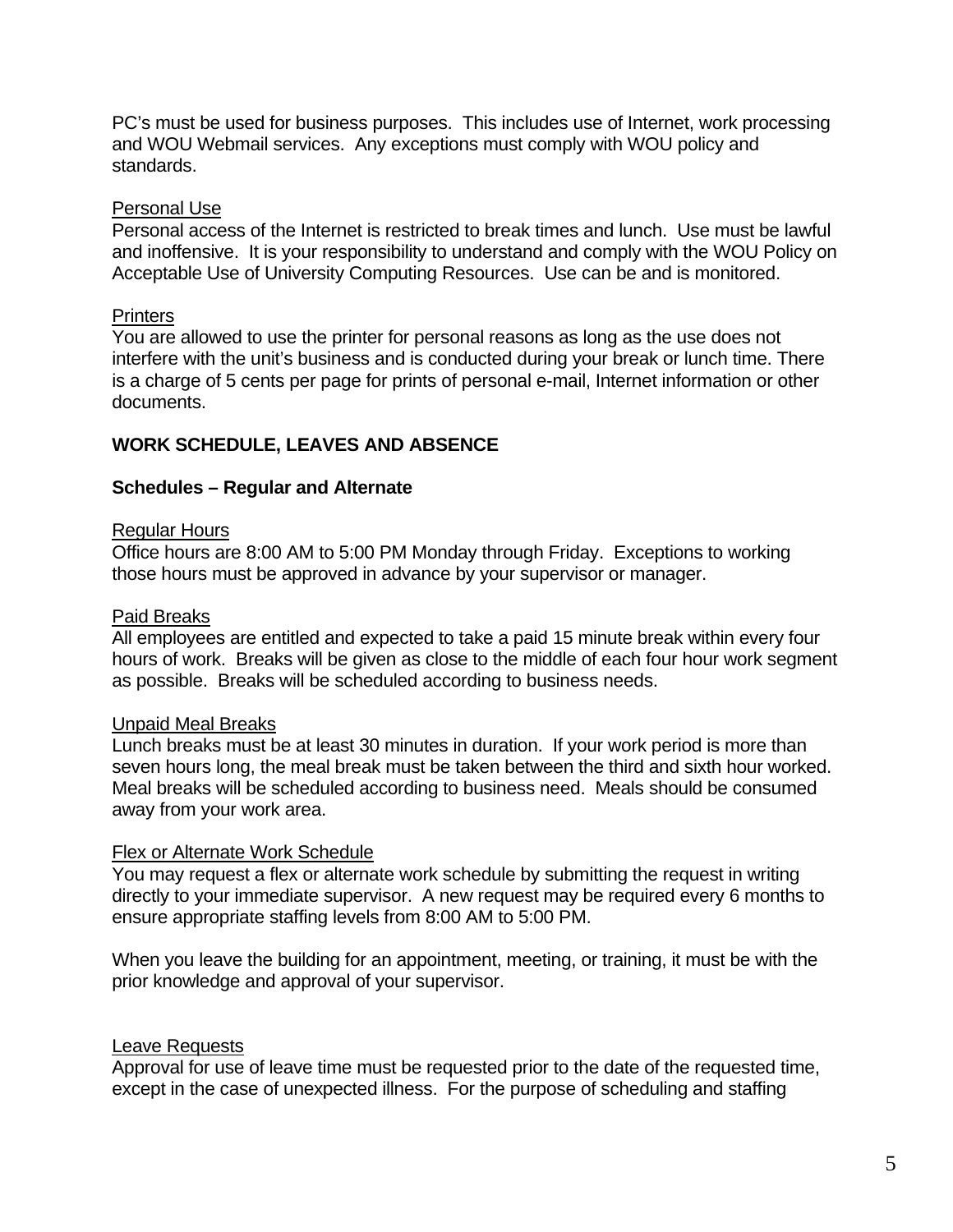PC's must be used for business purposes. This includes use of Internet, work processing and WOU Webmail services. Any exceptions must comply with WOU policy and standards.

<u>Personal Use</u>
Personal access of the Internet is restricted to break times and lunch. Use must be lawful and inoffensive. It is your responsibility to understand and comply with the WOU Policy on Acceptable Use of University Computing Resources. Use can be and is monitored.

<u>Printers</u>
You are allowed to use the printer for personal reasons as long as the use does not interfere with the unit's business and is conducted during your break or lunch time. There is a charge of 5 cents per page for prints of personal e-mail, Internet information or other documents.

## WORK SCHEDULE, LEAVES AND ABSENCE

### Schedules – Regular and Alternate

<u>Regular Hours</u>
Office hours are 8:00 AM to 5:00 PM Monday through Friday. Exceptions to working those hours must be approved in advance by your supervisor or manager.

<u>Paid Breaks</u>
All employees are entitled and expected to take a paid 15 minute break within every four hours of work. Breaks will be given as close to the middle of each four hour work segment as possible. Breaks will be scheduled according to business needs.

<u>Unpaid Meal Breaks</u>
Lunch breaks must be at least 30 minutes in duration. If your work period is more than seven hours long, the meal break must be taken between the third and sixth hour worked. Meal breaks will be scheduled according to business need. Meals should be consumed away from your work area.

<u>Flex or Alternate Work Schedule</u>
You may request a flex or alternate work schedule by submitting the request in writing directly to your immediate supervisor. A new request may be required every 6 months to ensure appropriate staffing levels from 8:00 AM to 5:00 PM.

When you leave the building for an appointment, meeting, or training, it must be with the prior knowledge and approval of your supervisor.

<u>Leave Requests</u>
Approval for use of leave time must be requested prior to the date of the requested time, except in the case of unexpected illness. For the purpose of scheduling and staffing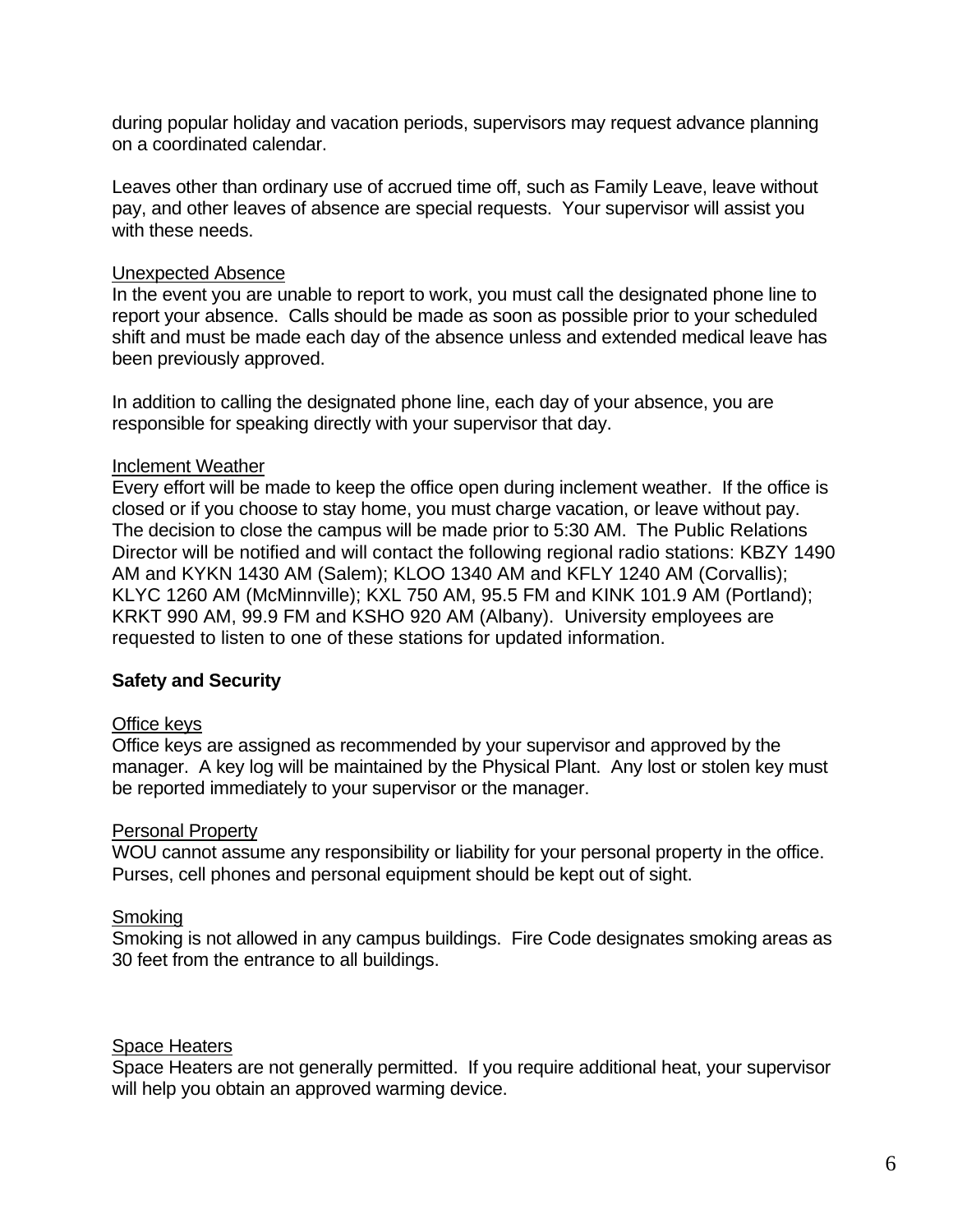during popular holiday and vacation periods, supervisors may request advance planning on a coordinated calendar.

Leaves other than ordinary use of accrued time off, such as Family Leave, leave without pay, and other leaves of absence are special requests. Your supervisor will assist you with these needs.

<u>Unexpected Absence</u>

In the event you are unable to report to work, you must call the designated phone line to report your absence. Calls should be made as soon as possible prior to your scheduled shift and must be made each day of the absence unless and extended medical leave has been previously approved.

In addition to calling the designated phone line, each day of your absence, you are responsible for speaking directly with your supervisor that day.

<u>Inclement Weather</u>

Every effort will be made to keep the office open during inclement weather. If the office is closed or if you choose to stay home, you must charge vacation, or leave without pay. The decision to close the campus will be made prior to 5:30 AM. The Public Relations Director will be notified and will contact the following regional radio stations: KBZY 1490 AM and KYKN 1430 AM (Salem); KLOO 1340 AM and KFLY 1240 AM (Corvallis); KLYC 1260 AM (McMinnville); KXL 750 AM, 95.5 FM and KINK 101.9 AM (Portland); KRKT 990 AM, 99.9 FM and KSHO 920 AM (Albany). University employees are requested to listen to one of these stations for updated information.

**Safety and Security**

<u>Office keys</u>

Office keys are assigned as recommended by your supervisor and approved by the manager. A key log will be maintained by the Physical Plant. Any lost or stolen key must be reported immediately to your supervisor or the manager.

<u>Personal Property</u>

WOU cannot assume any responsibility or liability for your personal property in the office. Purses, cell phones and personal equipment should be kept out of sight.

<u>Smoking</u>

Smoking is not allowed in any campus buildings. Fire Code designates smoking areas as 30 feet from the entrance to all buildings.

<u>Space Heaters</u>

Space Heaters are not generally permitted. If you require additional heat, your supervisor will help you obtain an approved warming device.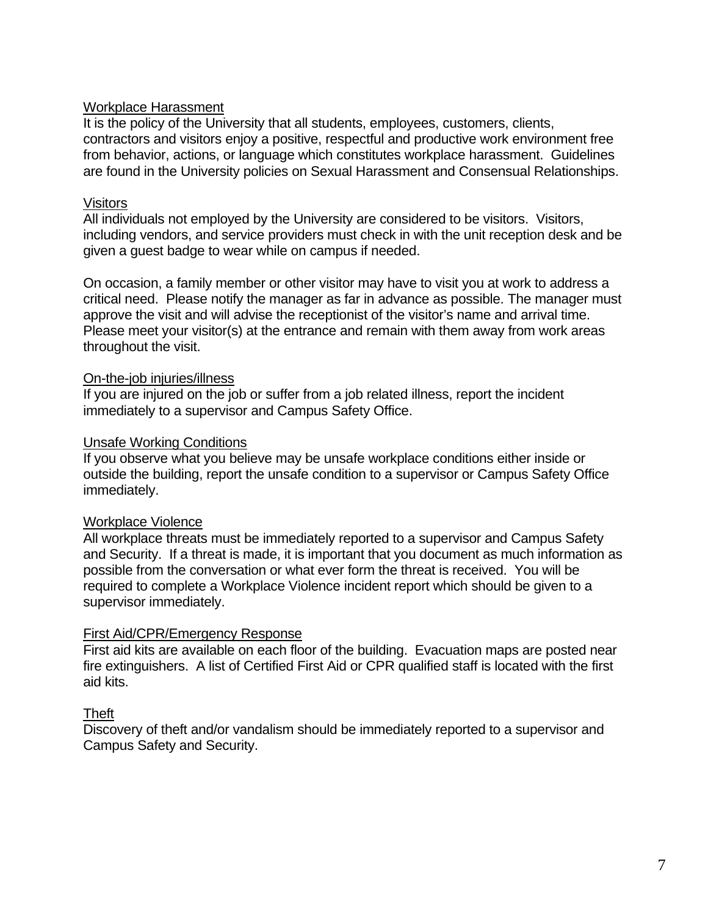### Workplace Harassment

It is the policy of the University that all students, employees, customers, clients, contractors and visitors enjoy a positive, respectful and productive work environment free from behavior, actions, or language which constitutes workplace harassment. Guidelines are found in the University policies on Sexual Harassment and Consensual Relationships.

### Visitors

All individuals not employed by the University are considered to be visitors. Visitors, including vendors, and service providers must check in with the unit reception desk and be given a guest badge to wear while on campus if needed.

On occasion, a family member or other visitor may have to visit you at work to address a critical need. Please notify the manager as far in advance as possible. The manager must approve the visit and will advise the receptionist of the visitor's name and arrival time. Please meet your visitor(s) at the entrance and remain with them away from work areas throughout the visit.

### On-the-job injuries/illness

If you are injured on the job or suffer from a job related illness, report the incident immediately to a supervisor and Campus Safety Office.

### Unsafe Working Conditions

If you observe what you believe may be unsafe workplace conditions either inside or outside the building, report the unsafe condition to a supervisor or Campus Safety Office immediately.

### Workplace Violence

All workplace threats must be immediately reported to a supervisor and Campus Safety and Security. If a threat is made, it is important that you document as much information as possible from the conversation or what ever form the threat is received. You will be required to complete a Workplace Violence incident report which should be given to a supervisor immediately.

### First Aid/CPR/Emergency Response

First aid kits are available on each floor of the building. Evacuation maps are posted near fire extinguishers. A list of Certified First Aid or CPR qualified staff is located with the first aid kits.

### Theft

Discovery of theft and/or vandalism should be immediately reported to a supervisor and Campus Safety and Security.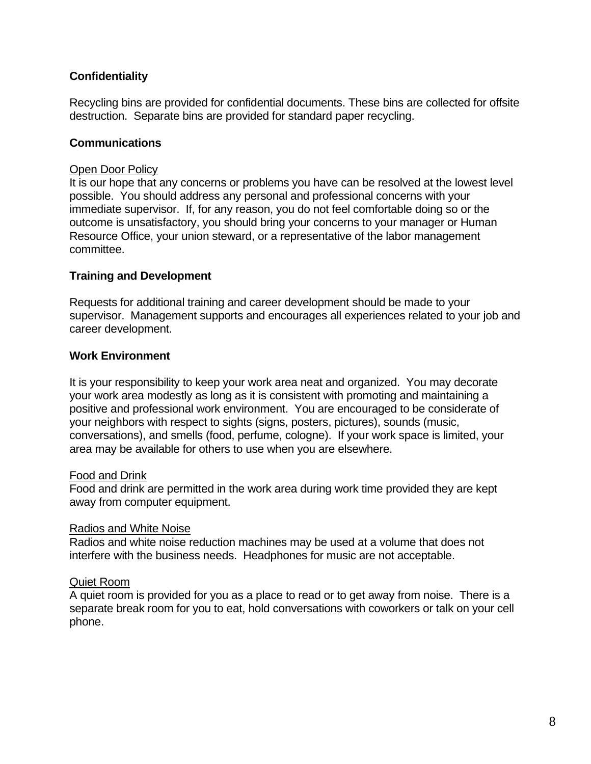**Confidentiality**

Recycling bins are provided for confidential documents. These bins are collected for offsite destruction. Separate bins are provided for standard paper recycling.

**Communications**

Open Door Policy

It is our hope that any concerns or problems you have can be resolved at the lowest level possible. You should address any personal and professional concerns with your immediate supervisor. If, for any reason, you do not feel comfortable doing so or the outcome is unsatisfactory, you should bring your concerns to your manager or Human Resource Office, your union steward, or a representative of the labor management committee.

**Training and Development**

Requests for additional training and career development should be made to your supervisor. Management supports and encourages all experiences related to your job and career development.

**Work Environment**

It is your responsibility to keep your work area neat and organized. You may decorate your work area modestly as long as it is consistent with promoting and maintaining a positive and professional work environment. You are encouraged to be considerate of your neighbors with respect to sights (signs, posters, pictures), sounds (music, conversations), and smells (food, perfume, cologne). If your work space is limited, your area may be available for others to use when you are elsewhere.

Food and Drink

Food and drink are permitted in the work area during work time provided they are kept away from computer equipment.

Radios and White Noise

Radios and white noise reduction machines may be used at a volume that does not interfere with the business needs. Headphones for music are not acceptable.

Quiet Room

A quiet room is provided for you as a place to read or to get away from noise. There is a separate break room for you to eat, hold conversations with coworkers or talk on your cell phone.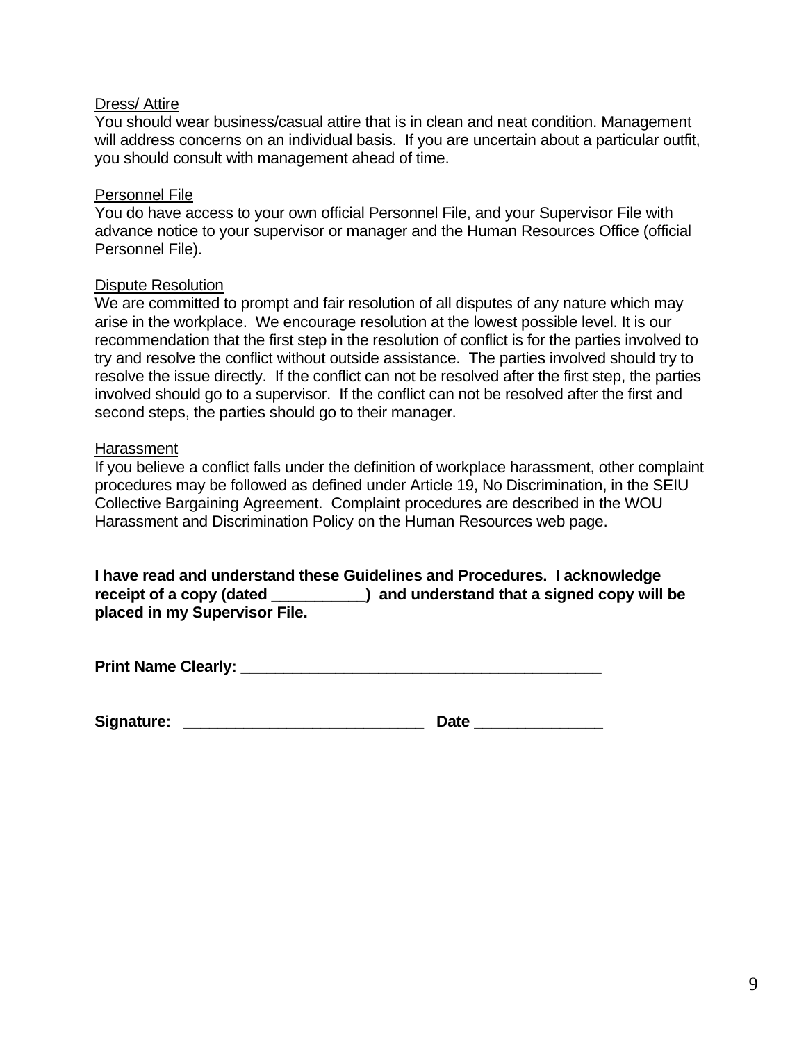<u>Dress/ Attire</u>
You should wear business/casual attire that is in clean and neat condition. Management will address concerns on an individual basis. If you are uncertain about a particular outfit, you should consult with management ahead of time.

<u>Personnel File</u>
You do have access to your own official Personnel File, and your Supervisor File with advance notice to your supervisor or manager and the Human Resources Office (official Personnel File).

<u>Dispute Resolution</u>
We are committed to prompt and fair resolution of all disputes of any nature which may arise in the workplace. We encourage resolution at the lowest possible level. It is our recommendation that the first step in the resolution of conflict is for the parties involved to try and resolve the conflict without outside assistance. The parties involved should try to resolve the issue directly. If the conflict can not be resolved after the first step, the parties involved should go to a supervisor. If the conflict can not be resolved after the first and second steps, the parties should go to their manager.

<u>Harassment</u>
If you believe a conflict falls under the definition of workplace harassment, other complaint procedures may be followed as defined under Article 19, No Discrimination, in the SEIU Collective Bargaining Agreement. Complaint procedures are described in the WOU Harassment and Discrimination Policy on the Human Resources web page.

**I have read and understand these Guidelines and Procedures. I acknowledge receipt of a copy (dated ___________) and understand that a signed copy will be placed in my Supervisor File.**

**Print Name Clearly: ___________________________________________**

**Signature: ____________________________ Date _______________**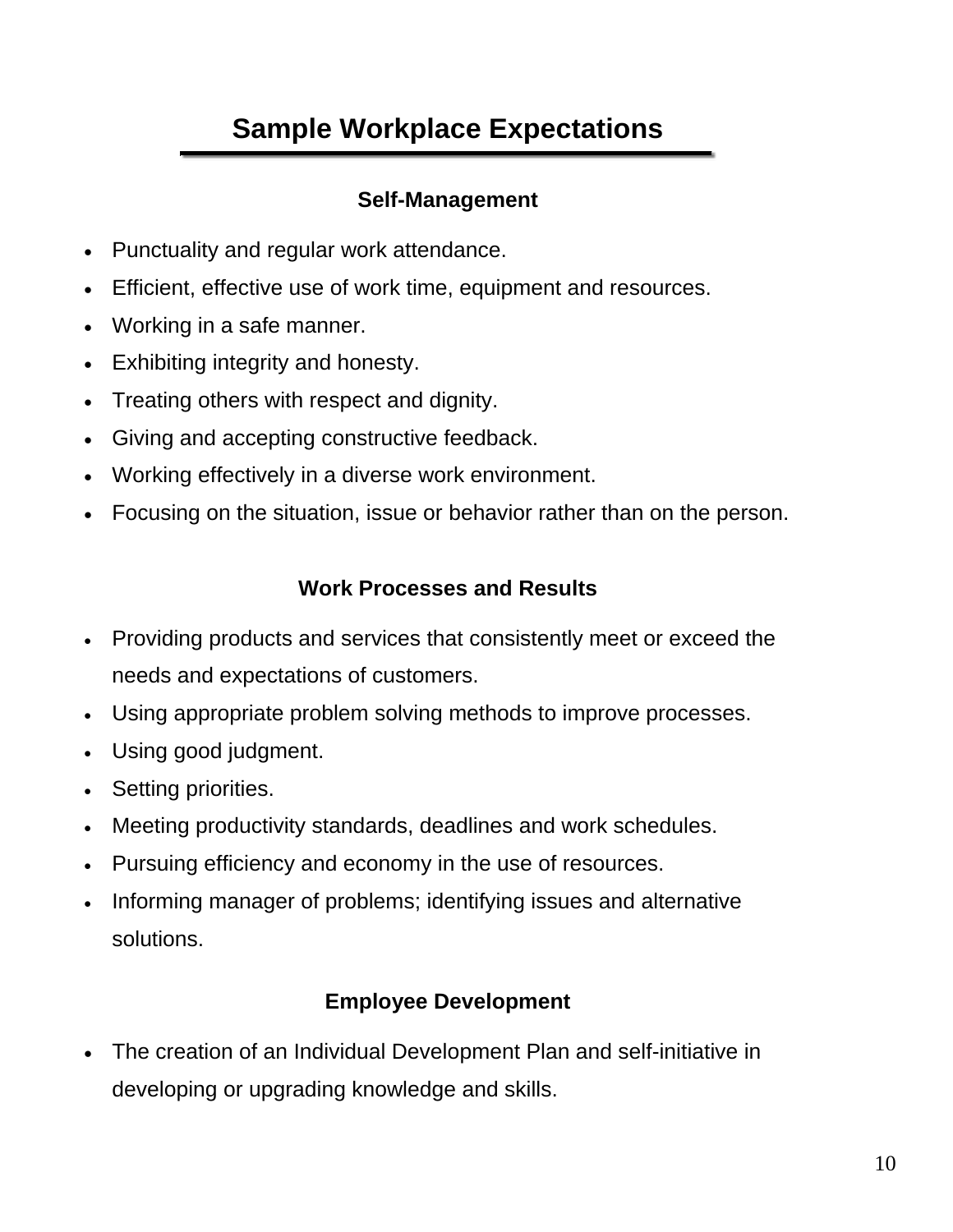# Sample Workplace Expectations

### Self-Management

- Punctuality and regular work attendance.
- Efficient, effective use of work time, equipment and resources.
- Working in a safe manner.
- Exhibiting integrity and honesty.
- Treating others with respect and dignity.
- Giving and accepting constructive feedback.
- Working effectively in a diverse work environment.
- Focusing on the situation, issue or behavior rather than on the person.

### Work Processes and Results

- Providing products and services that consistently meet or exceed the needs and expectations of customers.
- Using appropriate problem solving methods to improve processes.
- Using good judgment.
- Setting priorities.
- Meeting productivity standards, deadlines and work schedules.
- Pursuing efficiency and economy in the use of resources.
- Informing manager of problems; identifying issues and alternative solutions.

### Employee Development

- The creation of an Individual Development Plan and self-initiative in developing or upgrading knowledge and skills.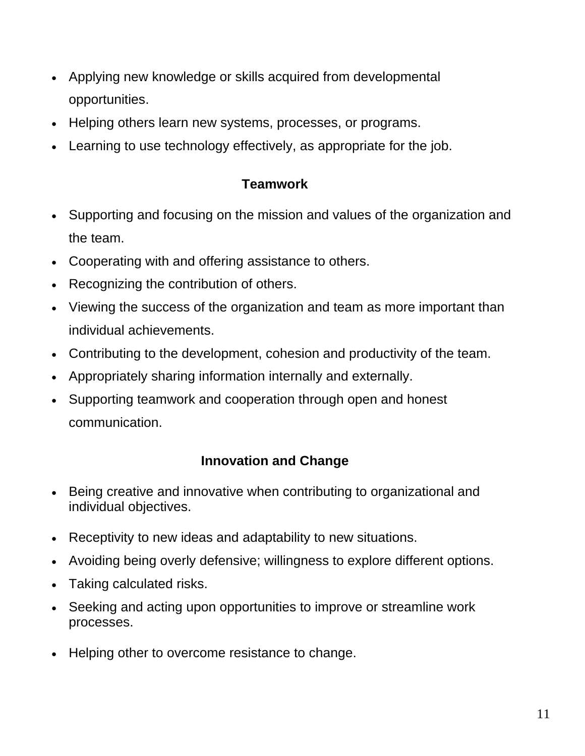- Applying new knowledge or skills acquired from developmental opportunities.
- Helping others learn new systems, processes, or programs.
- Learning to use technology effectively, as appropriate for the job.

### Teamwork

- Supporting and focusing on the mission and values of the organization and the team.
- Cooperating with and offering assistance to others.
- Recognizing the contribution of others.
- Viewing the success of the organization and team as more important than individual achievements.
- Contributing to the development, cohesion and productivity of the team.
- Appropriately sharing information internally and externally.
- Supporting teamwork and cooperation through open and honest communication.

### Innovation and Change

- Being creative and innovative when contributing to organizational and individual objectives.
- Receptivity to new ideas and adaptability to new situations.
- Avoiding being overly defensive; willingness to explore different options.
- Taking calculated risks.
- Seeking and acting upon opportunities to improve or streamline work processes.
- Helping other to overcome resistance to change.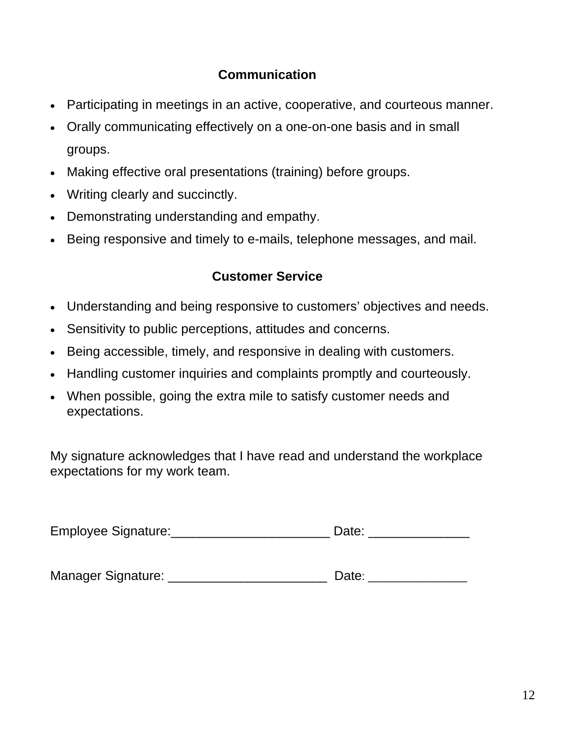### Communication

- Participating in meetings in an active, cooperative, and courteous manner.
- Orally communicating effectively on a one-on-one basis and in small groups.
- Making effective oral presentations (training) before groups.
- Writing clearly and succinctly.
- Demonstrating understanding and empathy.
- Being responsive and timely to e-mails, telephone messages, and mail.

### Customer Service

- Understanding and being responsive to customers' objectives and needs.
- Sensitivity to public perceptions, attitudes and concerns.
- Being accessible, timely, and responsive in dealing with customers.
- Handling customer inquiries and complaints promptly and courteously.
- When possible, going the extra mile to satisfy customer needs and expectations.

My signature acknowledges that I have read and understand the workplace expectations for my work team.

Employee Signature:______________________ Date: ______________

Manager Signature: ______________________ Date: ______________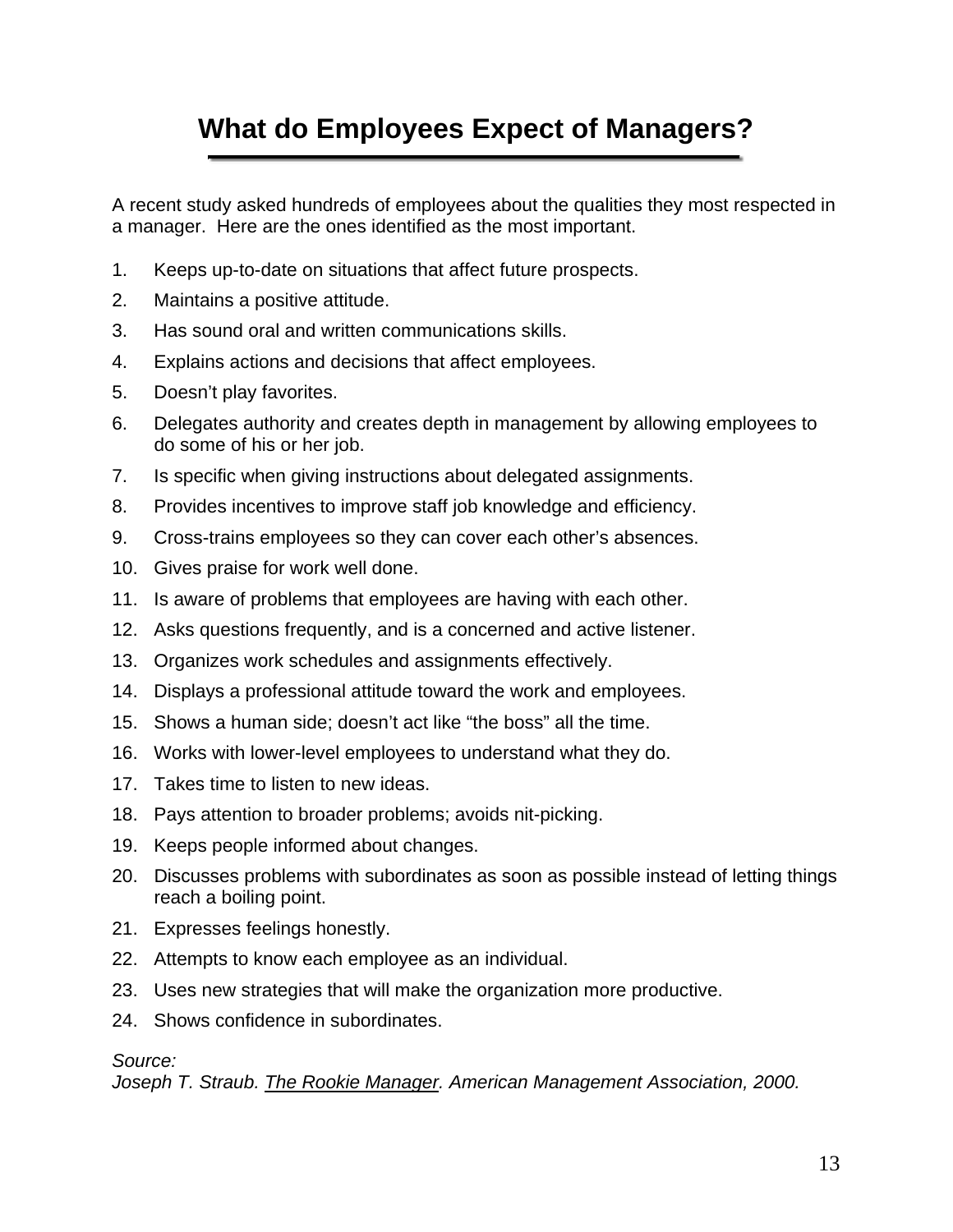# What do Employees Expect of Managers?

A recent study asked hundreds of employees about the qualities they most respected in a manager. Here are the ones identified as the most important.

1. Keeps up-to-date on situations that affect future prospects.
2. Maintains a positive attitude.
3. Has sound oral and written communications skills.
4. Explains actions and decisions that affect employees.
5. Doesn't play favorites.
6. Delegates authority and creates depth in management by allowing employees to do some of his or her job.
7. Is specific when giving instructions about delegated assignments.
8. Provides incentives to improve staff job knowledge and efficiency.
9. Cross-trains employees so they can cover each other's absences.
10. Gives praise for work well done.
11. Is aware of problems that employees are having with each other.
12. Asks questions frequently, and is a concerned and active listener.
13. Organizes work schedules and assignments effectively.
14. Displays a professional attitude toward the work and employees.
15. Shows a human side; doesn't act like "the boss" all the time.
16. Works with lower-level employees to understand what they do.
17. Takes time to listen to new ideas.
18. Pays attention to broader problems; avoids nit-picking.
19. Keeps people informed about changes.
20. Discusses problems with subordinates as soon as possible instead of letting things reach a boiling point.
21. Expresses feelings honestly.
22. Attempts to know each employee as an individual.
23. Uses new strategies that will make the organization more productive.
24. Shows confidence in subordinates.

*Source:*
*Joseph T. Straub. The Rookie Manager. American Management Association, 2000.*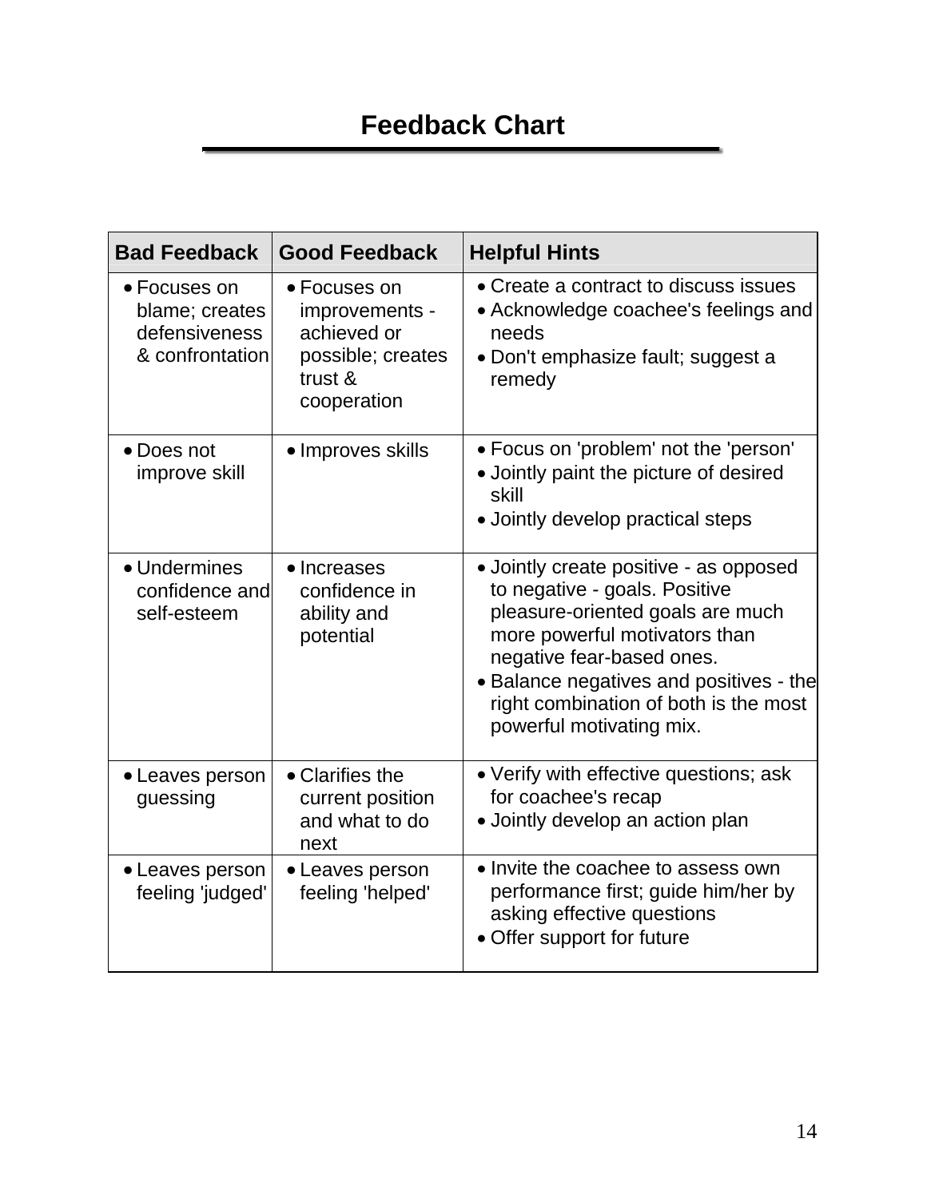# Feedback Chart

| Bad Feedback | Good Feedback | Helpful Hints |
|---|---|---|
| • Focuses on blame; creates defensiveness & confrontation | • Focuses on improvements - achieved or possible; creates trust & cooperation | • Create a contract to discuss issues<br>• Acknowledge coachee's feelings and needs<br>• Don't emphasize fault; suggest a remedy |
| • Does not improve skill | • Improves skills | • Focus on 'problem' not the 'person'<br>• Jointly paint the picture of desired skill<br>• Jointly develop practical steps |
| • Undermines confidence and self-esteem | • Increases confidence in ability and potential | • Jointly create positive - as opposed to negative - goals. Positive pleasure-oriented goals are much more powerful motivators than negative fear-based ones.<br>• Balance negatives and positives - the right combination of both is the most powerful motivating mix. |
| • Leaves person guessing | • Clarifies the current position and what to do next | • Verify with effective questions; ask for coachee's recap<br>• Jointly develop an action plan |
| • Leaves person feeling 'judged' | • Leaves person feeling 'helped' | • Invite the coachee to assess own performance first; guide him/her by asking effective questions<br>• Offer support for future |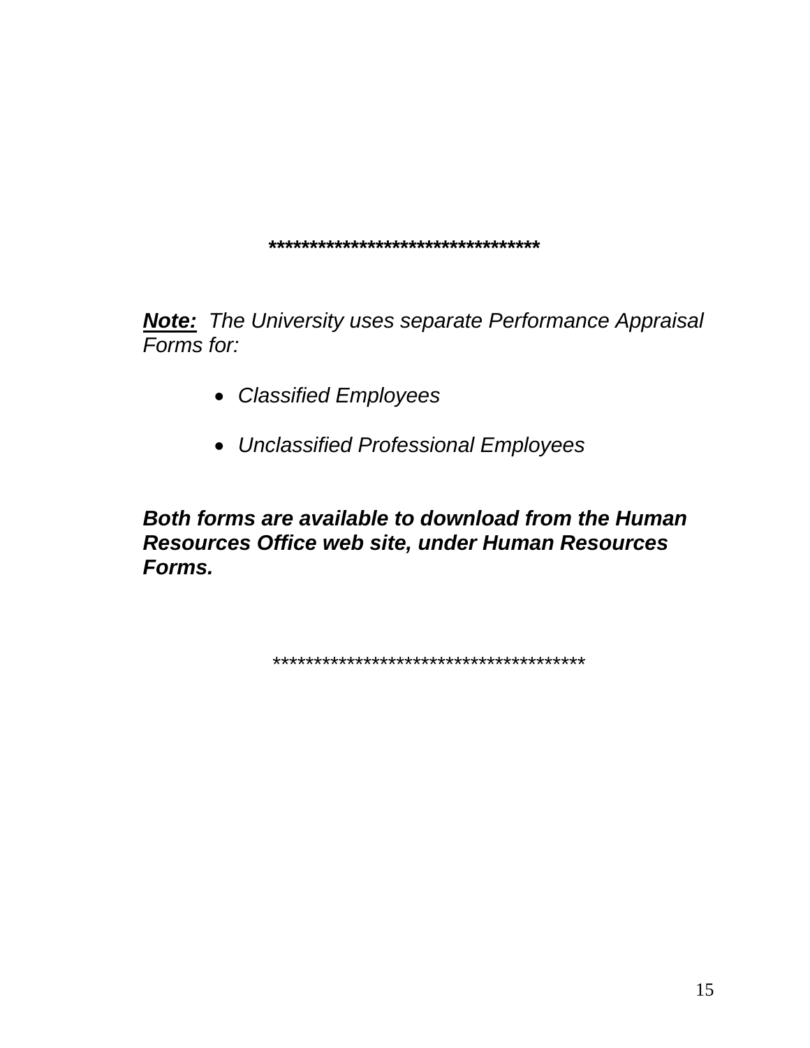**********************************

***<u>Note:</u>*** *The University uses separate Performance Appraisal Forms for:*

- *Classified Employees*
- *Unclassified Professional Employees*

***Both forms are available to download from the Human Resources Office web site, under Human Resources Forms.***

**************************************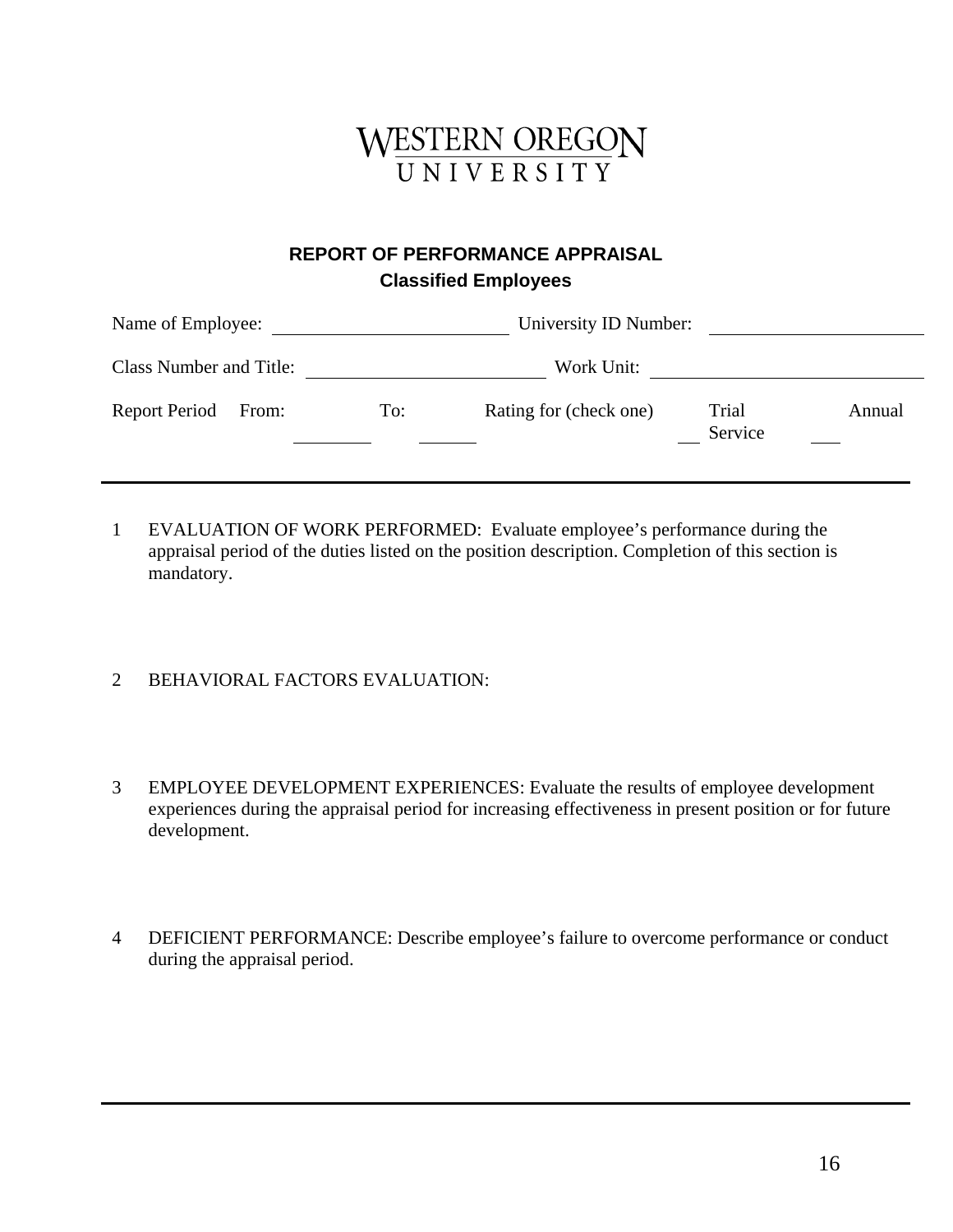WESTERN OREGON UNIVERSITY

## REPORT OF PERFORMANCE APPRAISAL

### Classified Employees

Name of Employee: ______________________ University ID Number: ______________________

Class Number and Title: ______________________ Work Unit: ______________________

Report Period From: ________ To: ________ Rating for (check one) ___ Trial Service ___ Annual

---

1. EVALUATION OF WORK PERFORMED: Evaluate employee's performance during the appraisal period of the duties listed on the position description. Completion of this section is mandatory.

2. BEHAVIORAL FACTORS EVALUATION:

3. EMPLOYEE DEVELOPMENT EXPERIENCES: Evaluate the results of employee development experiences during the appraisal period for increasing effectiveness in present position or for future development.

4. DEFICIENT PERFORMANCE: Describe employee's failure to overcome performance or conduct during the appraisal period.

---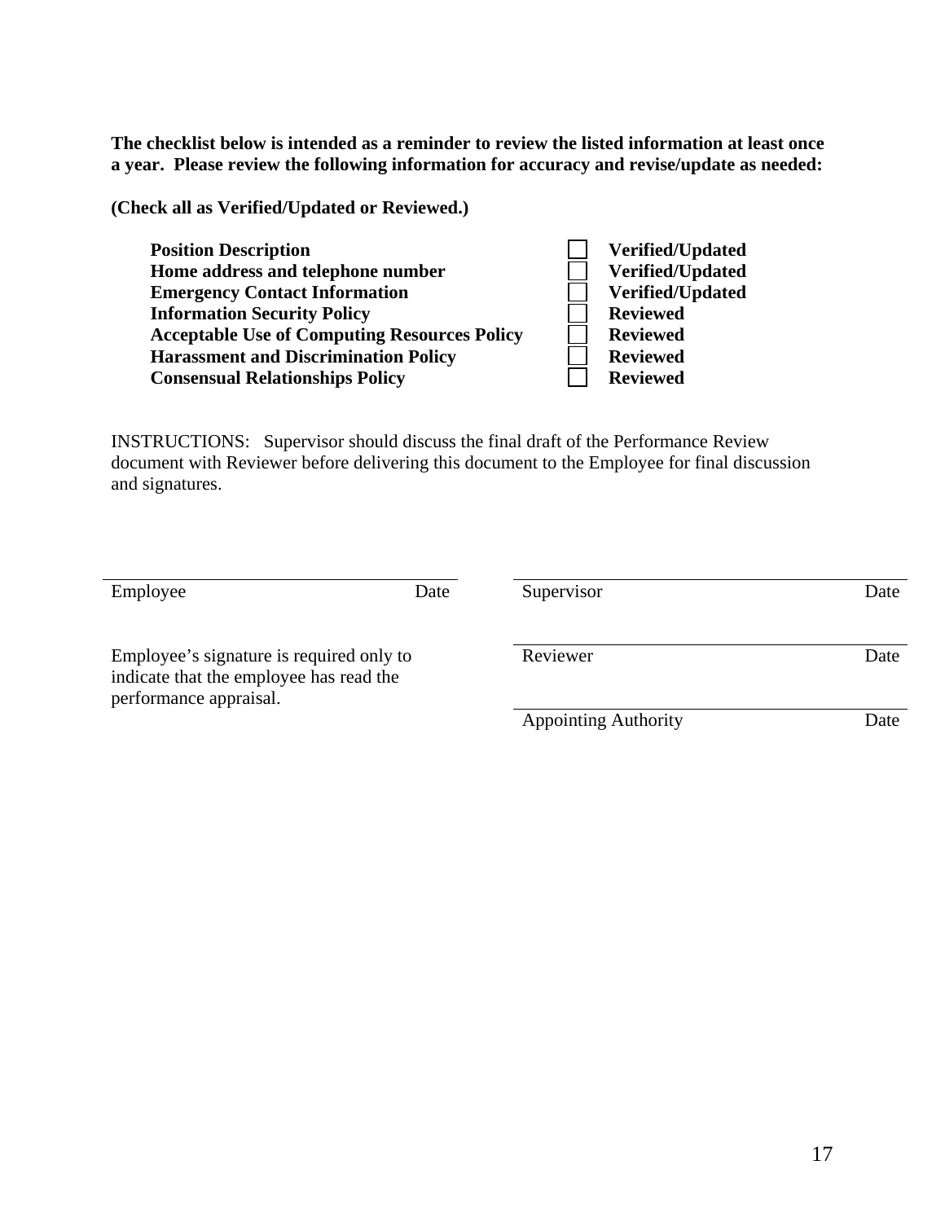**The checklist below is intended as a reminder to review the listed information at least once a year. Please review the following information for accuracy and revise/update as needed:**

**(Check all as Verified/Updated or Reviewed.)**

| | | |
|---|---|---|
| **Position Description** | ☐ | **Verified/Updated** |
| **Home address and telephone number** | ☐ | **Verified/Updated** |
| **Emergency Contact Information** | ☐ | **Verified/Updated** |
| **Information Security Policy** | ☐ | **Reviewed** |
| **Acceptable Use of Computing Resources Policy** | ☐ | **Reviewed** |
| **Harassment and Discrimination Policy** | ☐ | **Reviewed** |
| **Consensual Relationships Policy** | ☐ | **Reviewed** |

INSTRUCTIONS: Supervisor should discuss the final draft of the Performance Review document with Reviewer before delivering this document to the Employee for final discussion and signatures.

______________________________
Employee Date

Employee's signature is required only to indicate that the employee has read the performance appraisal.

______________________________
Supervisor Date

______________________________
Reviewer Date

______________________________
Appointing Authority Date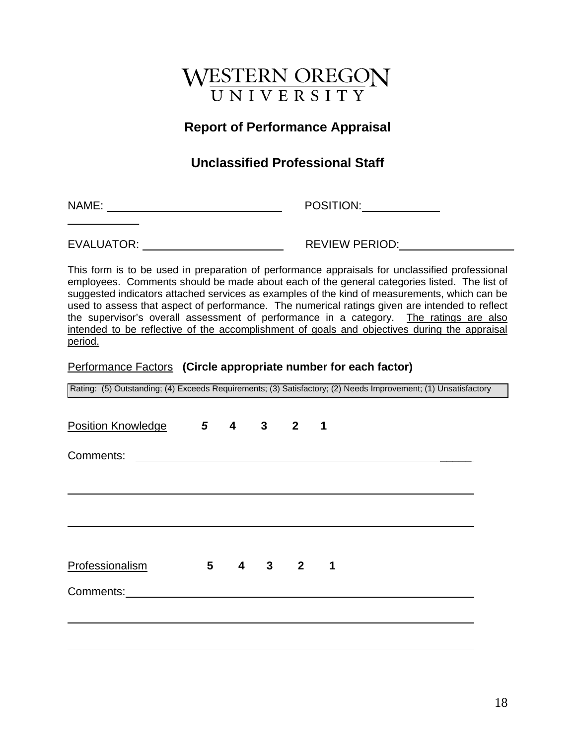WESTERN OREGON UNIVERSITY

## Report of Performance Appraisal

## Unclassified Professional Staff

NAME: ______________________________ POSITION: ____________ ____________

EVALUATOR: ________________________ REVIEW PERIOD: __________________

This form is to be used in preparation of performance appraisals for unclassified professional employees. Comments should be made about each of the general categories listed. The list of suggested indicators attached services as examples of the kind of measurements, which can be used to assess that aspect of performance. The numerical ratings given are intended to reflect the supervisor's overall assessment of performance in a category. The ratings are also intended to be reflective of the accomplishment of goals and objectives during the appraisal period.

Performance Factors **(Circle appropriate number for each factor)**

Rating: (5) Outstanding; (4) Exceeds Requirements; (3) Satisfactory; (2) Needs Improvement; (1) Unsatisfactory

Position Knowledge **5 4 3 2 1**

Comments: ____________________________________________________________

______________________________________________________________________

______________________________________________________________________

Professionalism **5 4 3 2 1**

Comments: ____________________________________________________________

______________________________________________________________________

______________________________________________________________________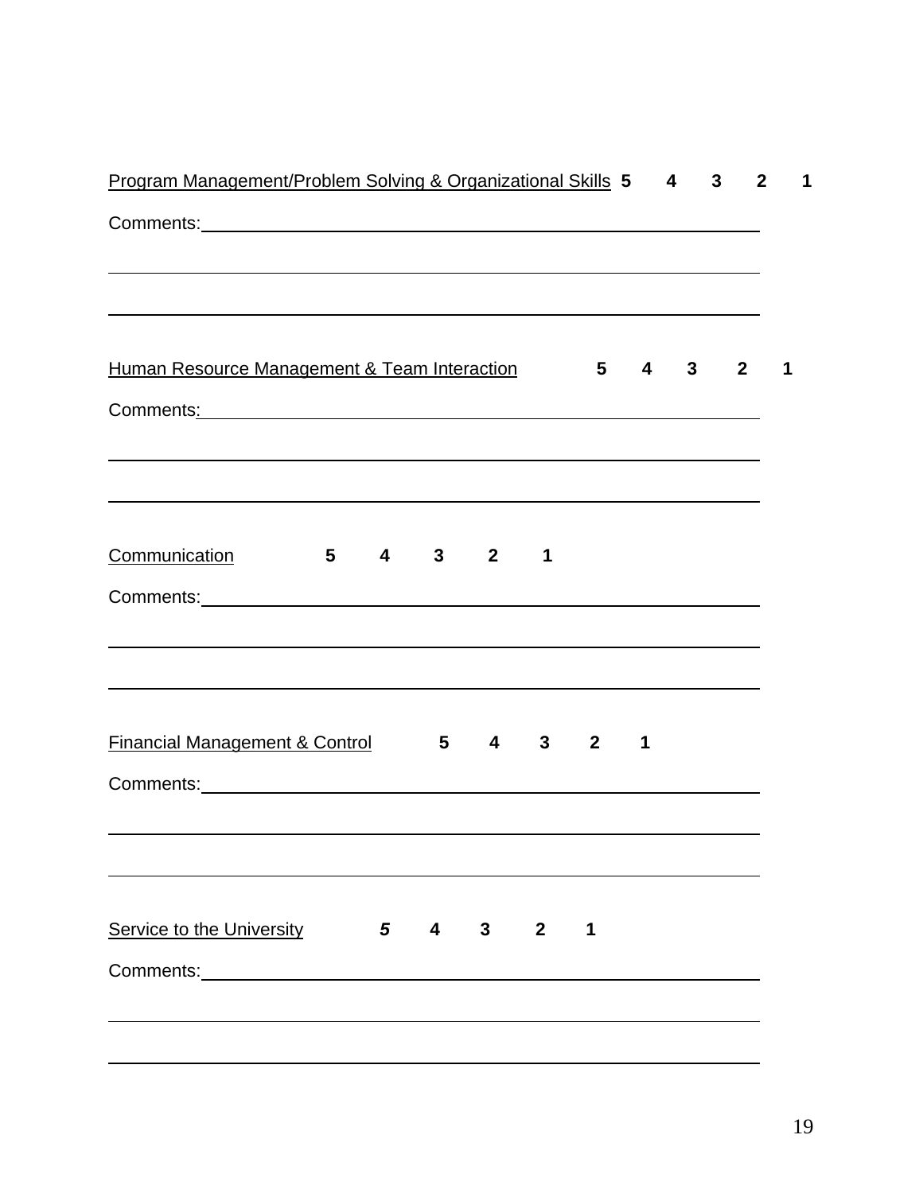Program Management/Problem Solving & Organizational Skills **5 4 3 2 1**

Comments:\_\_\_\_\_\_\_\_\_\_\_\_\_\_\_\_\_\_\_\_\_\_\_\_\_\_\_\_\_\_\_\_\_\_\_\_\_\_\_\_\_\_\_\_\_\_\_\_\_\_\_\_\_\_\_\_\_\_

\_\_\_\_\_\_\_\_\_\_\_\_\_\_\_\_\_\_\_\_\_\_\_\_\_\_\_\_\_\_\_\_\_\_\_\_\_\_\_\_\_\_\_\_\_\_\_\_\_\_\_\_\_\_\_\_\_\_\_\_\_\_\_\_\_\_\_\_

\_\_\_\_\_\_\_\_\_\_\_\_\_\_\_\_\_\_\_\_\_\_\_\_\_\_\_\_\_\_\_\_\_\_\_\_\_\_\_\_\_\_\_\_\_\_\_\_\_\_\_\_\_\_\_\_\_\_\_\_\_\_\_\_\_\_\_\_

Human Resource Management & Team Interaction **5 4 3 2 1**

Comments:\_\_\_\_\_\_\_\_\_\_\_\_\_\_\_\_\_\_\_\_\_\_\_\_\_\_\_\_\_\_\_\_\_\_\_\_\_\_\_\_\_\_\_\_\_\_\_\_\_\_\_\_\_\_\_\_\_\_

\_\_\_\_\_\_\_\_\_\_\_\_\_\_\_\_\_\_\_\_\_\_\_\_\_\_\_\_\_\_\_\_\_\_\_\_\_\_\_\_\_\_\_\_\_\_\_\_\_\_\_\_\_\_\_\_\_\_\_\_\_\_\_\_\_\_\_\_

\_\_\_\_\_\_\_\_\_\_\_\_\_\_\_\_\_\_\_\_\_\_\_\_\_\_\_\_\_\_\_\_\_\_\_\_\_\_\_\_\_\_\_\_\_\_\_\_\_\_\_\_\_\_\_\_\_\_\_\_\_\_\_\_\_\_\_\_

Communication **5 4 3 2 1**

Comments:\_\_\_\_\_\_\_\_\_\_\_\_\_\_\_\_\_\_\_\_\_\_\_\_\_\_\_\_\_\_\_\_\_\_\_\_\_\_\_\_\_\_\_\_\_\_\_\_\_\_\_\_\_\_\_\_\_\_

\_\_\_\_\_\_\_\_\_\_\_\_\_\_\_\_\_\_\_\_\_\_\_\_\_\_\_\_\_\_\_\_\_\_\_\_\_\_\_\_\_\_\_\_\_\_\_\_\_\_\_\_\_\_\_\_\_\_\_\_\_\_\_\_\_\_\_\_

\_\_\_\_\_\_\_\_\_\_\_\_\_\_\_\_\_\_\_\_\_\_\_\_\_\_\_\_\_\_\_\_\_\_\_\_\_\_\_\_\_\_\_\_\_\_\_\_\_\_\_\_\_\_\_\_\_\_\_\_\_\_\_\_\_\_\_\_

Financial Management & Control **5 4 3 2 1**

Comments:\_\_\_\_\_\_\_\_\_\_\_\_\_\_\_\_\_\_\_\_\_\_\_\_\_\_\_\_\_\_\_\_\_\_\_\_\_\_\_\_\_\_\_\_\_\_\_\_\_\_\_\_\_\_\_\_\_\_

\_\_\_\_\_\_\_\_\_\_\_\_\_\_\_\_\_\_\_\_\_\_\_\_\_\_\_\_\_\_\_\_\_\_\_\_\_\_\_\_\_\_\_\_\_\_\_\_\_\_\_\_\_\_\_\_\_\_\_\_\_\_\_\_\_\_\_\_

\_\_\_\_\_\_\_\_\_\_\_\_\_\_\_\_\_\_\_\_\_\_\_\_\_\_\_\_\_\_\_\_\_\_\_\_\_\_\_\_\_\_\_\_\_\_\_\_\_\_\_\_\_\_\_\_\_\_\_\_\_\_\_\_\_\_\_\_

Service to the University ***5*** **4 3 2 1**

Comments:\_\_\_\_\_\_\_\_\_\_\_\_\_\_\_\_\_\_\_\_\_\_\_\_\_\_\_\_\_\_\_\_\_\_\_\_\_\_\_\_\_\_\_\_\_\_\_\_\_\_\_\_\_\_\_\_\_\_

\_\_\_\_\_\_\_\_\_\_\_\_\_\_\_\_\_\_\_\_\_\_\_\_\_\_\_\_\_\_\_\_\_\_\_\_\_\_\_\_\_\_\_\_\_\_\_\_\_\_\_\_\_\_\_\_\_\_\_\_\_\_\_\_\_\_\_\_

\_\_\_\_\_\_\_\_\_\_\_\_\_\_\_\_\_\_\_\_\_\_\_\_\_\_\_\_\_\_\_\_\_\_\_\_\_\_\_\_\_\_\_\_\_\_\_\_\_\_\_\_\_\_\_\_\_\_\_\_\_\_\_\_\_\_\_\_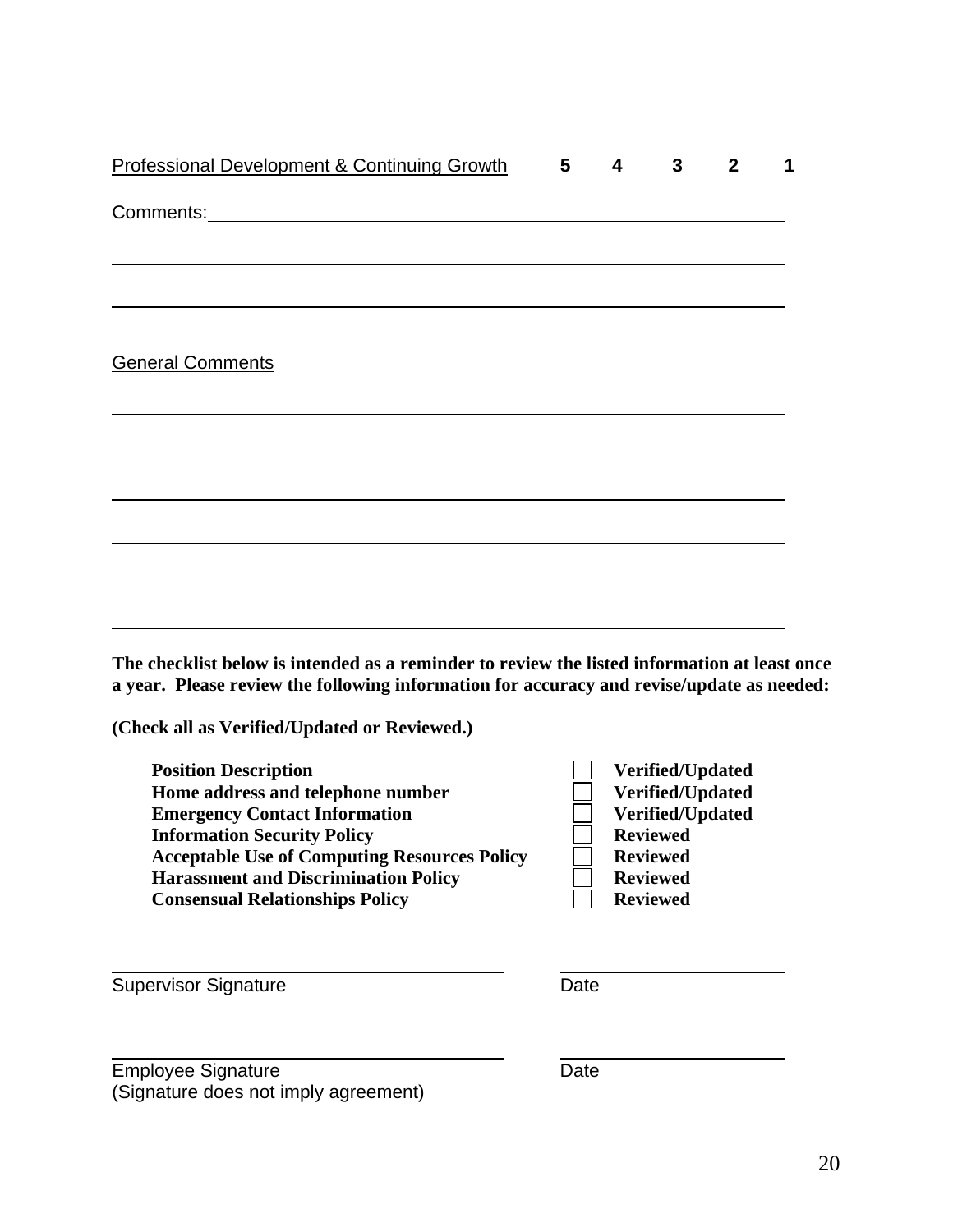Professional Development & Continuing Growth **5 4 3 2 1**

Comments: ___________________________________________________________

_____________________________________________________________________

_____________________________________________________________________

General Comments

_____________________________________________________________________

_____________________________________________________________________

_____________________________________________________________________

_____________________________________________________________________

_____________________________________________________________________

_____________________________________________________________________

**The checklist below is intended as a reminder to review the listed information at least once a year. Please review the following information for accuracy and revise/update as needed:**

**(Check all as Verified/Updated or Reviewed.)**

| | | |
|---|---|---|
| **Position Description** | ☐ | **Verified/Updated** |
| **Home address and telephone number** | ☐ | **Verified/Updated** |
| **Emergency Contact Information** | ☐ | **Verified/Updated** |
| **Information Security Policy** | ☐ | **Reviewed** |
| **Acceptable Use of Computing Resources Policy** | ☐ | **Reviewed** |
| **Harassment and Discrimination Policy** | ☐ | **Reviewed** |
| **Consensual Relationships Policy** | ☐ | **Reviewed** |

_________________________________ _____________________

Supervisor Signature Date

_________________________________ _____________________

Employee Signature Date

(Signature does not imply agreement)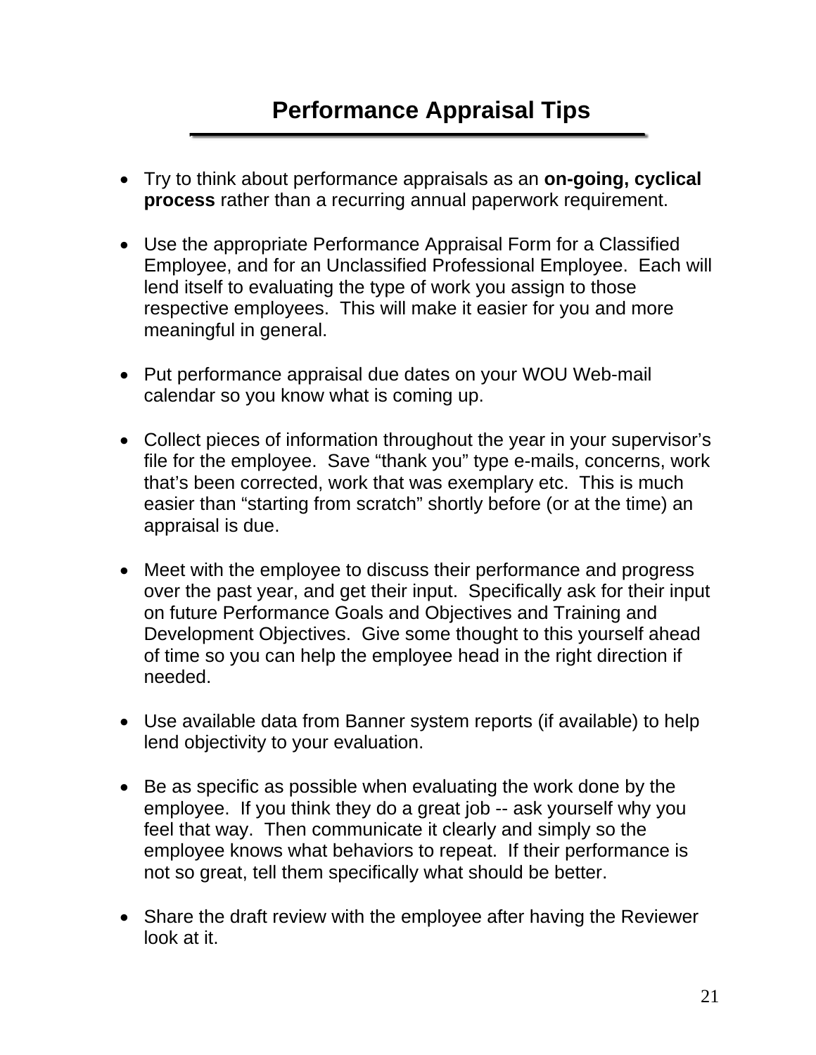# Performance Appraisal Tips

- Try to think about performance appraisals as an **on-going, cyclical process** rather than a recurring annual paperwork requirement.

- Use the appropriate Performance Appraisal Form for a Classified Employee, and for an Unclassified Professional Employee. Each will lend itself to evaluating the type of work you assign to those respective employees. This will make it easier for you and more meaningful in general.

- Put performance appraisal due dates on your WOU Web-mail calendar so you know what is coming up.

- Collect pieces of information throughout the year in your supervisor's file for the employee. Save "thank you" type e-mails, concerns, work that's been corrected, work that was exemplary etc. This is much easier than "starting from scratch" shortly before (or at the time) an appraisal is due.

- Meet with the employee to discuss their performance and progress over the past year, and get their input. Specifically ask for their input on future Performance Goals and Objectives and Training and Development Objectives. Give some thought to this yourself ahead of time so you can help the employee head in the right direction if needed.

- Use available data from Banner system reports (if available) to help lend objectivity to your evaluation.

- Be as specific as possible when evaluating the work done by the employee. If you think they do a great job -- ask yourself why you feel that way. Then communicate it clearly and simply so the employee knows what behaviors to repeat. If their performance is not so great, tell them specifically what should be better.

- Share the draft review with the employee after having the Reviewer look at it.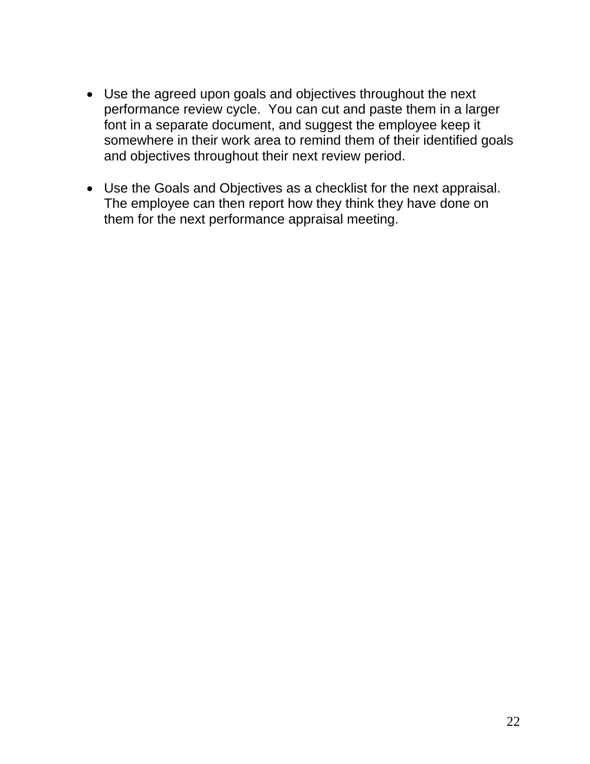- Use the agreed upon goals and objectives throughout the next performance review cycle. You can cut and paste them in a larger font in a separate document, and suggest the employee keep it somewhere in their work area to remind them of their identified goals and objectives throughout their next review period.

- Use the Goals and Objectives as a checklist for the next appraisal. The employee can then report how they think they have done on them for the next performance appraisal meeting.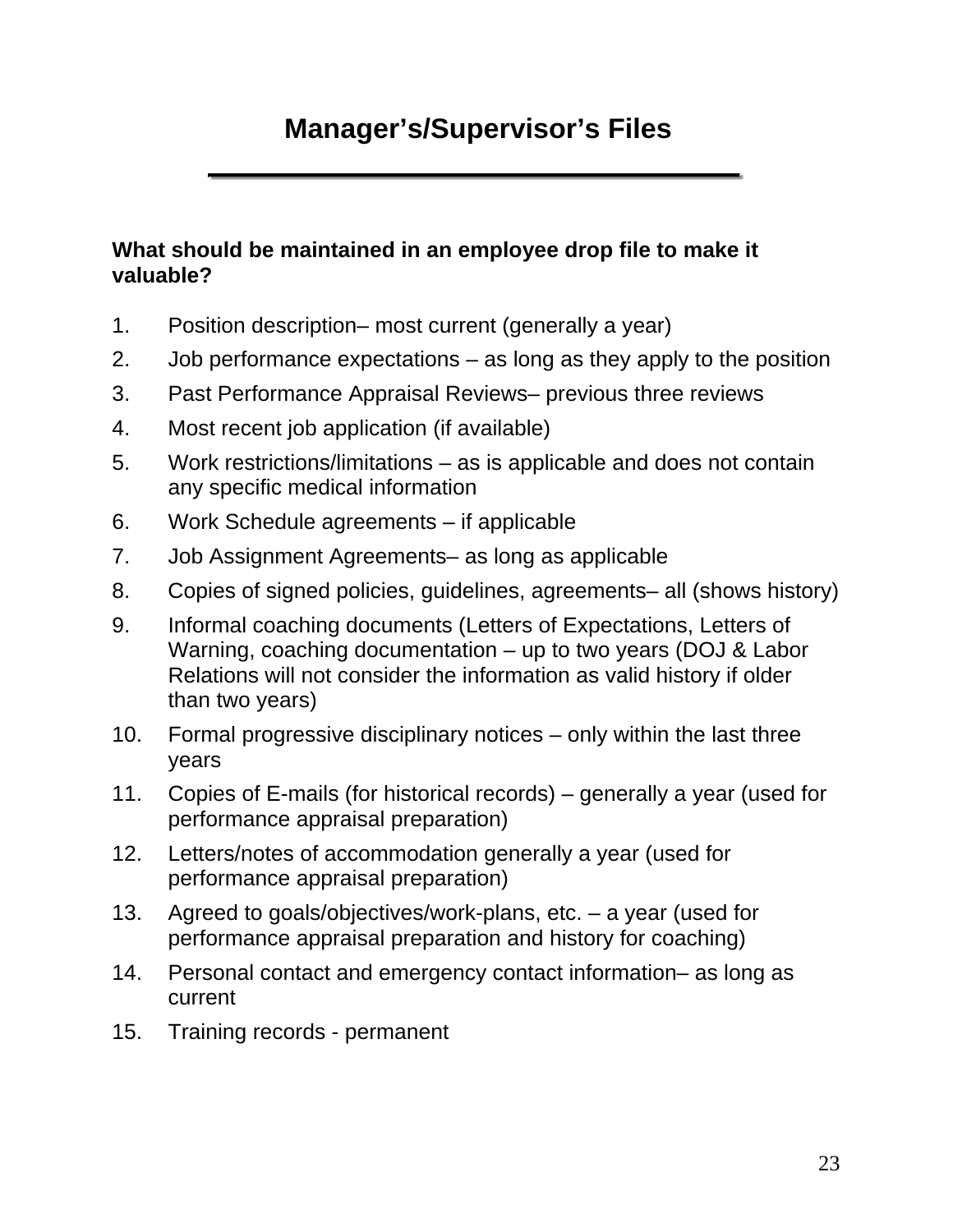# Manager's/Supervisor's Files

**What should be maintained in an employee drop file to make it valuable?**

1. Position description– most current (generally a year)
2. Job performance expectations – as long as they apply to the position
3. Past Performance Appraisal Reviews– previous three reviews
4. Most recent job application (if available)
5. Work restrictions/limitations – as is applicable and does not contain any specific medical information
6. Work Schedule agreements – if applicable
7. Job Assignment Agreements– as long as applicable
8. Copies of signed policies, guidelines, agreements– all (shows history)
9. Informal coaching documents (Letters of Expectations, Letters of Warning, coaching documentation – up to two years (DOJ & Labor Relations will not consider the information as valid history if older than two years)
10. Formal progressive disciplinary notices – only within the last three years
11. Copies of E-mails (for historical records) – generally a year (used for performance appraisal preparation)
12. Letters/notes of accommodation generally a year (used for performance appraisal preparation)
13. Agreed to goals/objectives/work-plans, etc. – a year (used for performance appraisal preparation and history for coaching)
14. Personal contact and emergency contact information– as long as current
15. Training records - permanent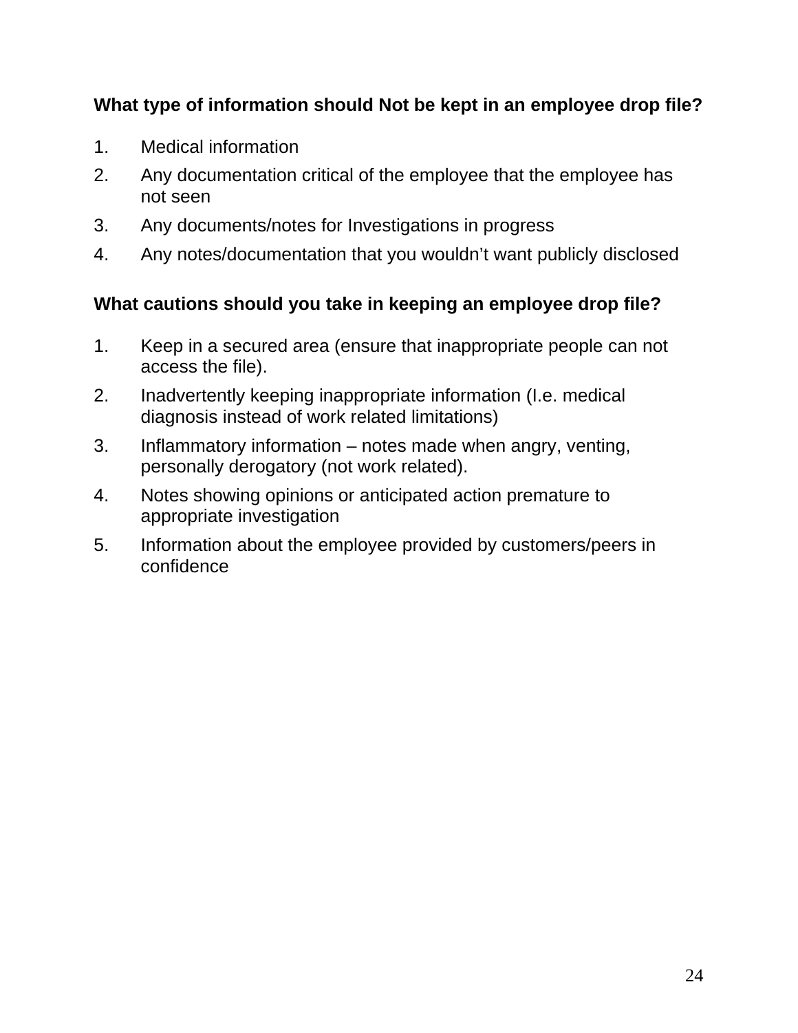**What type of information should Not be kept in an employee drop file?**

1. Medical information
2. Any documentation critical of the employee that the employee has not seen
3. Any documents/notes for Investigations in progress
4. Any notes/documentation that you wouldn't want publicly disclosed

**What cautions should you take in keeping an employee drop file?**

1. Keep in a secured area (ensure that inappropriate people can not access the file).
2. Inadvertently keeping inappropriate information (I.e. medical diagnosis instead of work related limitations)
3. Inflammatory information – notes made when angry, venting, personally derogatory (not work related).
4. Notes showing opinions or anticipated action premature to appropriate investigation
5. Information about the employee provided by customers/peers in confidence